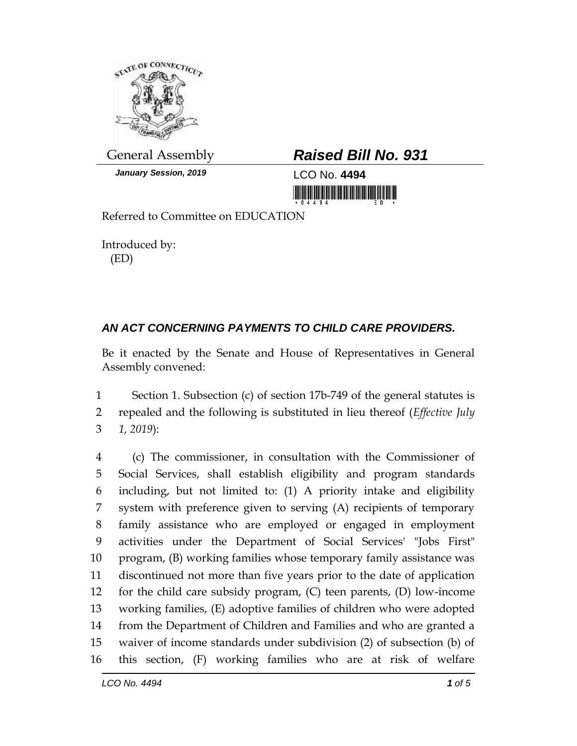General Assembly

***Raised Bill No. 931***

***January Session, 2019***

LCO No. **4494**

Referred to Committee on EDUCATION

Introduced by:
(ED)

## *AN ACT CONCERNING PAYMENTS TO CHILD CARE PROVIDERS.*

Be it enacted by the Senate and House of Representatives in General Assembly convened:

1 Section 1. Subsection (c) of section 17b-749 of the general statutes is
2 repealed and the following is substituted in lieu thereof (*Effective July*
3 *1, 2019*):

4 (c) The commissioner, in consultation with the Commissioner of
5 Social Services, shall establish eligibility and program standards
6 including, but not limited to: (1) A priority intake and eligibility
7 system with preference given to serving (A) recipients of temporary
8 family assistance who are employed or engaged in employment
9 activities under the Department of Social Services' "Jobs First"
10 program, (B) working families whose temporary family assistance was
11 discontinued not more than five years prior to the date of application
12 for the child care subsidy program, (C) teen parents, (D) low-income
13 working families, (E) adoptive families of children who were adopted
14 from the Department of Children and Families and who are granted a
15 waiver of income standards under subdivision (2) of subsection (b) of
16 this section, (F) working families who are at risk of welfare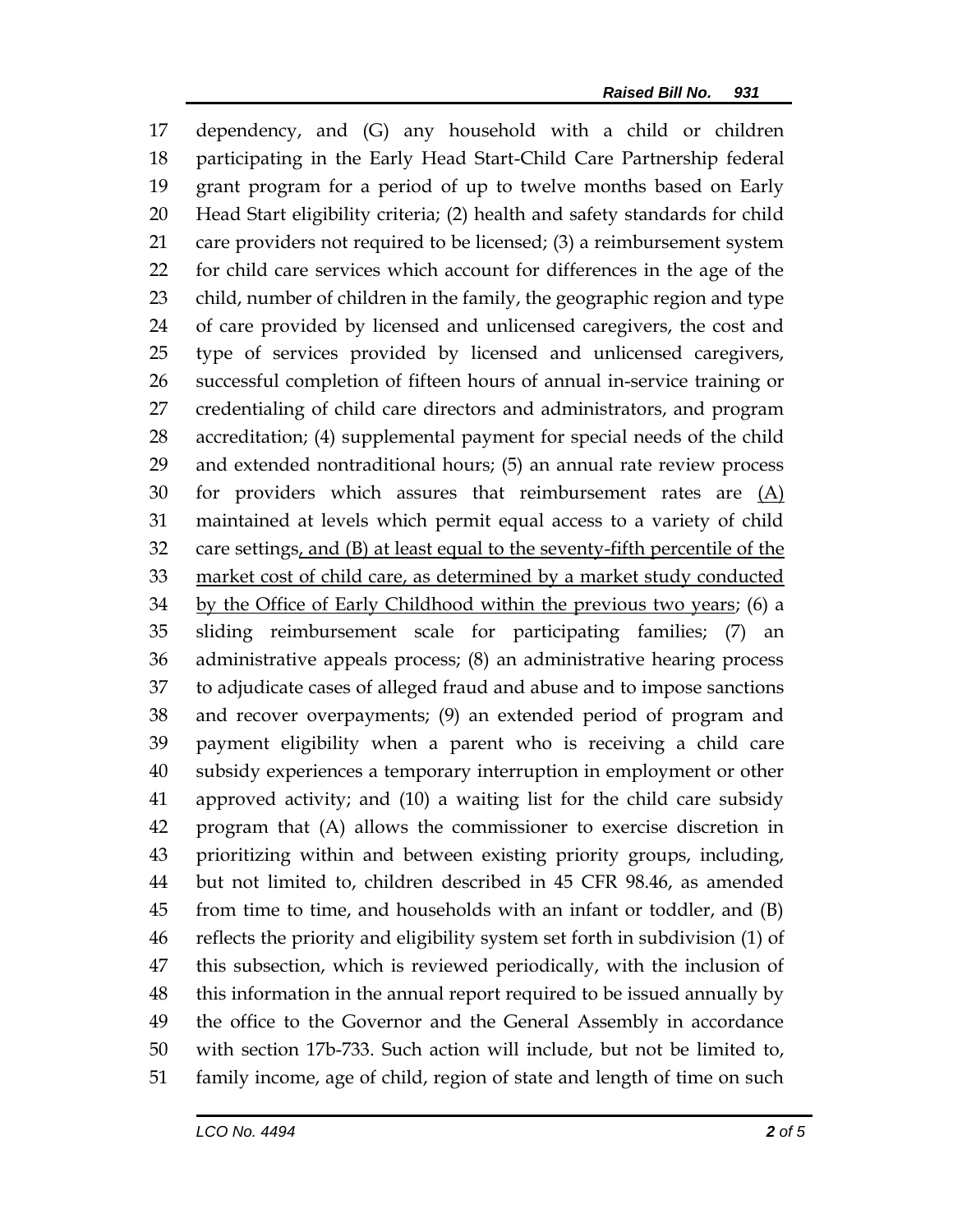dependency, and (G) any household with a child or children participating in the Early Head Start-Child Care Partnership federal grant program for a period of up to twelve months based on Early Head Start eligibility criteria; (2) health and safety standards for child care providers not required to be licensed; (3) a reimbursement system for child care services which account for differences in the age of the child, number of children in the family, the geographic region and type of care provided by licensed and unlicensed caregivers, the cost and type of services provided by licensed and unlicensed caregivers, successful completion of fifteen hours of annual in-service training or credentialing of child care directors and administrators, and program accreditation; (4) supplemental payment for special needs of the child and extended nontraditional hours; (5) an annual rate review process for providers which assures that reimbursement rates are (A) maintained at levels which permit equal access to a variety of child care settings, and (B) at least equal to the seventy-fifth percentile of the market cost of child care, as determined by a market study conducted by the Office of Early Childhood within the previous two years; (6) a sliding reimbursement scale for participating families; (7) an administrative appeals process; (8) an administrative hearing process to adjudicate cases of alleged fraud and abuse and to impose sanctions and recover overpayments; (9) an extended period of program and payment eligibility when a parent who is receiving a child care subsidy experiences a temporary interruption in employment or other approved activity; and (10) a waiting list for the child care subsidy program that (A) allows the commissioner to exercise discretion in prioritizing within and between existing priority groups, including, but not limited to, children described in 45 CFR 98.46, as amended from time to time, and households with an infant or toddler, and (B) reflects the priority and eligibility system set forth in subdivision (1) of this subsection, which is reviewed periodically, with the inclusion of this information in the annual report required to be issued annually by the office to the Governor and the General Assembly in accordance with section 17b-733. Such action will include, but not be limited to, family income, age of child, region of state and length of time on such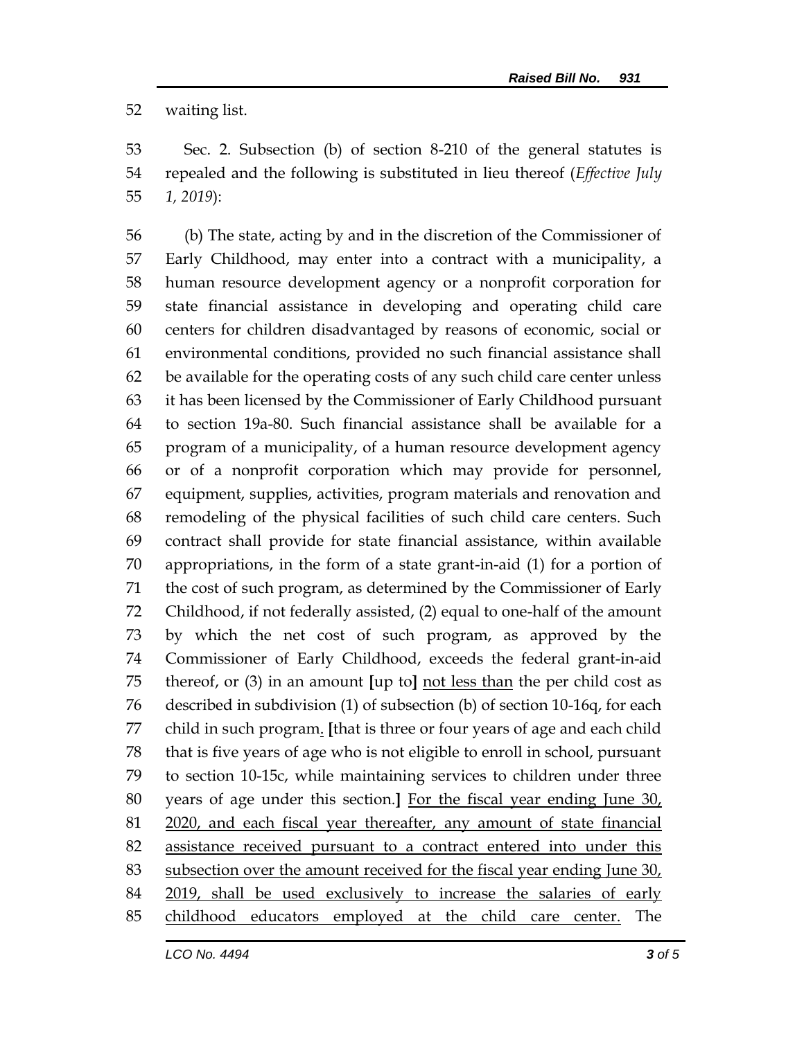waiting list.

Sec. 2. Subsection (b) of section 8-210 of the general statutes is repealed and the following is substituted in lieu thereof (*Effective July 1, 2019*):

(b) The state, acting by and in the discretion of the Commissioner of Early Childhood, may enter into a contract with a municipality, a human resource development agency or a nonprofit corporation for state financial assistance in developing and operating child care centers for children disadvantaged by reasons of economic, social or environmental conditions, provided no such financial assistance shall be available for the operating costs of any such child care center unless it has been licensed by the Commissioner of Early Childhood pursuant to section 19a-80. Such financial assistance shall be available for a program of a municipality, of a human resource development agency or of a nonprofit corporation which may provide for personnel, equipment, supplies, activities, program materials and renovation and remodeling of the physical facilities of such child care centers. Such contract shall provide for state financial assistance, within available appropriations, in the form of a state grant-in-aid (1) for a portion of the cost of such program, as determined by the Commissioner of Early Childhood, if not federally assisted, (2) equal to one-half of the amount by which the net cost of such program, as approved by the Commissioner of Early Childhood, exceeds the federal grant-in-aid thereof, or (3) in an amount **[**up to**]** <u>not less than</u> the per child cost as described in subdivision (1) of subsection (b) of section 10-16q, for each child in such program<u>.</u> **[**that is three or four years of age and each child that is five years of age who is not eligible to enroll in school, pursuant to section 10-15c, while maintaining services to children under three years of age under this section.**]** <u>For the fiscal year ending June 30, 2020, and each fiscal year thereafter, any amount of state financial assistance received pursuant to a contract entered into under this subsection over the amount received for the fiscal year ending June 30, 2019, shall be used exclusively to increase the salaries of early childhood educators employed at the child care center.</u> The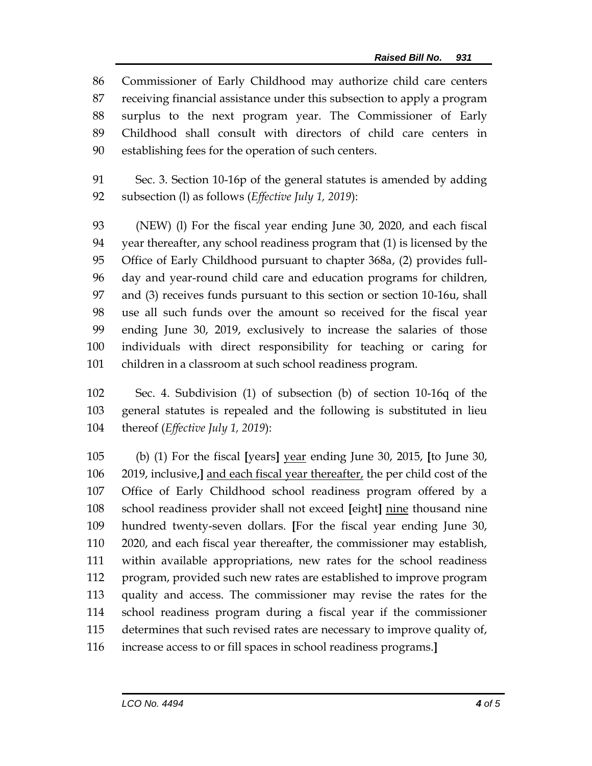Commissioner of Early Childhood may authorize child care centers receiving financial assistance under this subsection to apply a program surplus to the next program year. The Commissioner of Early Childhood shall consult with directors of child care centers in establishing fees for the operation of such centers.

Sec. 3. Section 10-16p of the general statutes is amended by adding subsection (l) as follows (*Effective July 1, 2019*):

(NEW) (l) For the fiscal year ending June 30, 2020, and each fiscal year thereafter, any school readiness program that (1) is licensed by the Office of Early Childhood pursuant to chapter 368a, (2) provides full-day and year-round child care and education programs for children, and (3) receives funds pursuant to this section or section 10-16u, shall use all such funds over the amount so received for the fiscal year ending June 30, 2019, exclusively to increase the salaries of those individuals with direct responsibility for teaching or caring for children in a classroom at such school readiness program.

Sec. 4. Subdivision (1) of subsection (b) of section 10-16q of the general statutes is repealed and the following is substituted in lieu thereof (*Effective July 1, 2019*):

(b) (1) For the fiscal **[**years**]** <u>year</u> ending June 30, 2015, **[**to June 30, 2019, inclusive,**]** <u>and each fiscal year thereafter,</u> the per child cost of the Office of Early Childhood school readiness program offered by a school readiness provider shall not exceed **[**eight**]** <u>nine</u> thousand nine hundred twenty-seven dollars. **[**For the fiscal year ending June 30, 2020, and each fiscal year thereafter, the commissioner may establish, within available appropriations, new rates for the school readiness program, provided such new rates are established to improve program quality and access. The commissioner may revise the rates for the school readiness program during a fiscal year if the commissioner determines that such revised rates are necessary to improve quality of, increase access to or fill spaces in school readiness programs.**]**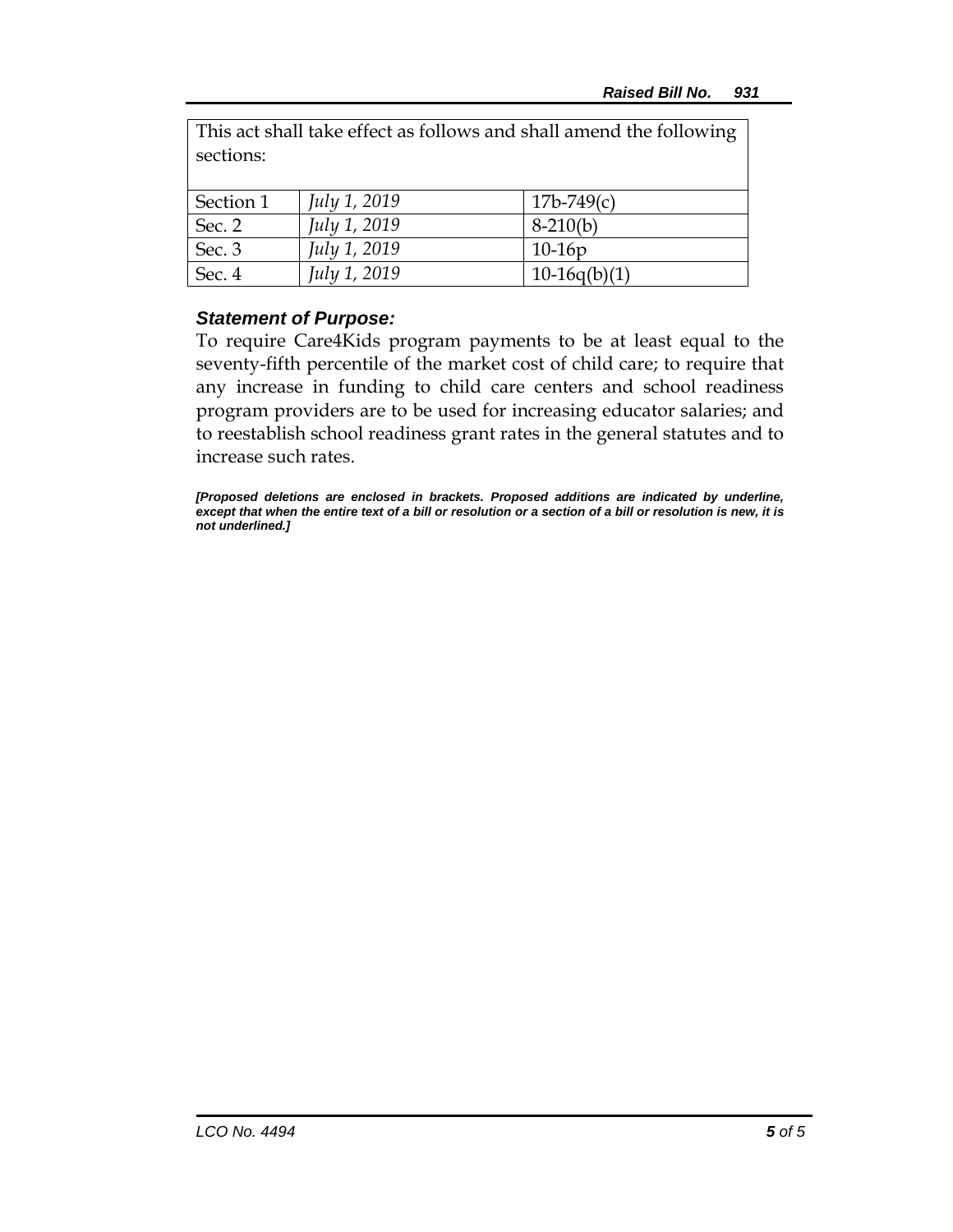This act shall take effect as follows and shall amend the following sections:

| | | |
|---|---|---|
| Section 1 | *July 1, 2019* | 17b-749(c) |
| Sec. 2 | *July 1, 2019* | 8-210(b) |
| Sec. 3 | *July 1, 2019* | 10-16p |
| Sec. 4 | *July 1, 2019* | 10-16q(b)(1) |

### *Statement of Purpose:*

To require Care4Kids program payments to be at least equal to the seventy-fifth percentile of the market cost of child care; to require that any increase in funding to child care centers and school readiness program providers are to be used for increasing educator salaries; and to reestablish school readiness grant rates in the general statutes and to increase such rates.

***[Proposed deletions are enclosed in brackets. Proposed additions are indicated by underline, except that when the entire text of a bill or resolution or a section of a bill or resolution is new, it is not underlined.]***